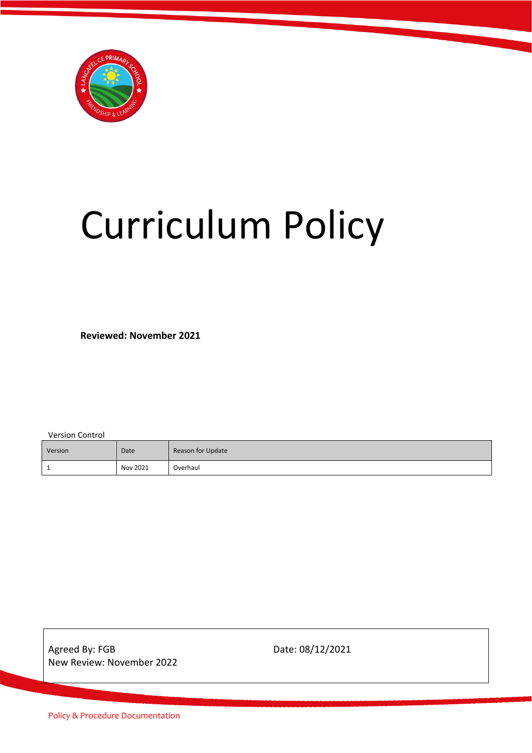# Curriculum Policy

**Reviewed: November 2021**

Version Control

| Version | Date | Reason for Update |
|---|---|---|
| 1 | Nov 2021 | Overhaul |

Agreed By: FGB
New Review: November 2022

Date: 08/12/2021

Policy & Procedure Documentation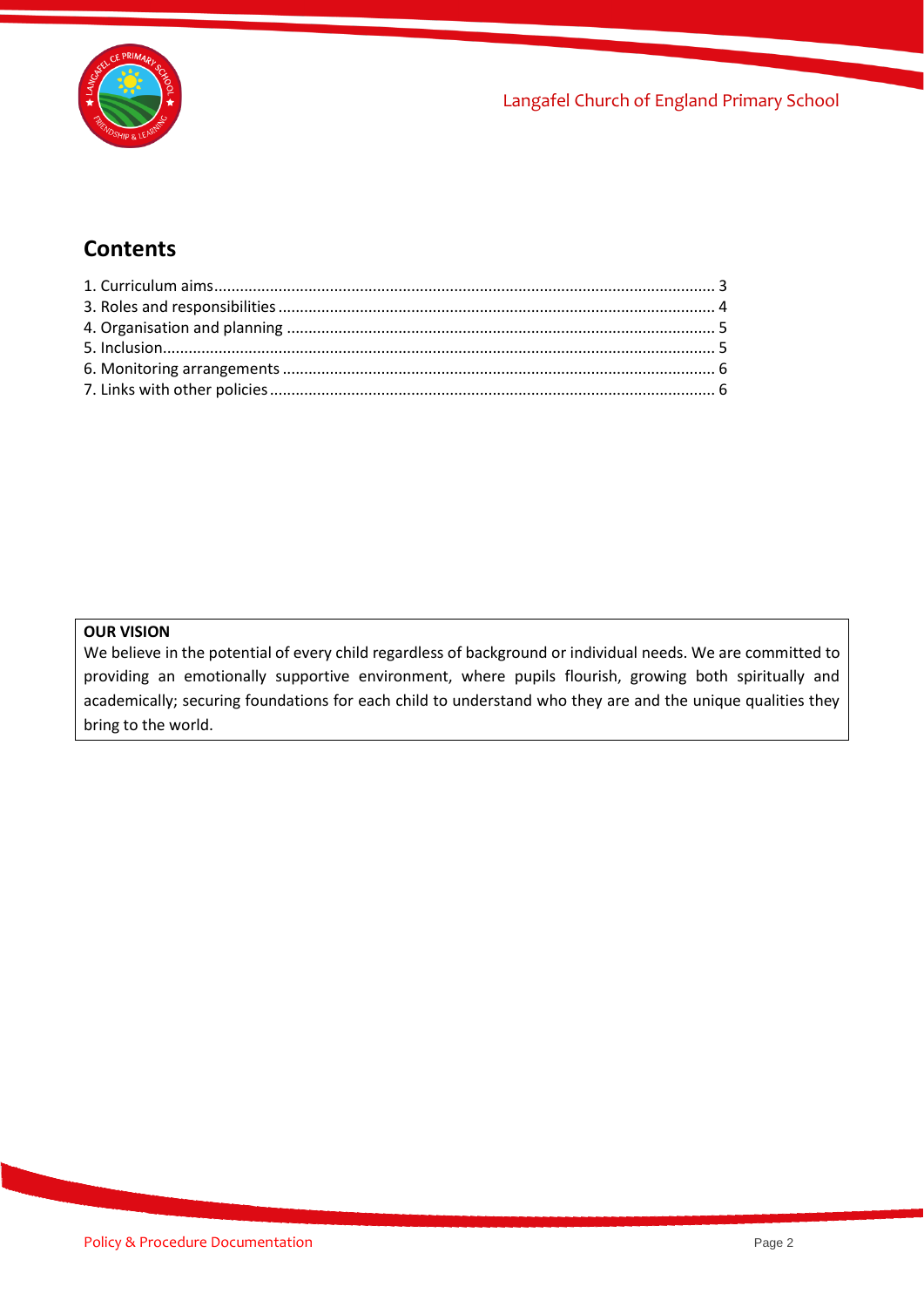## Contents

1. Curriculum aims.................................................................................................................... 3
3. Roles and responsibilities .................................................................................................... 4
4. Organisation and planning .................................................................................................. 5
5. Inclusion................................................................................................................................ 5
6. Monitoring arrangements .................................................................................................... 6
7. Links with other policies....................................................................................................... 6

**OUR VISION**
We believe in the potential of every child regardless of background or individual needs. We are committed to providing an emotionally supportive environment, where pupils flourish, growing both spiritually and academically; securing foundations for each child to understand who they are and the unique qualities they bring to the world.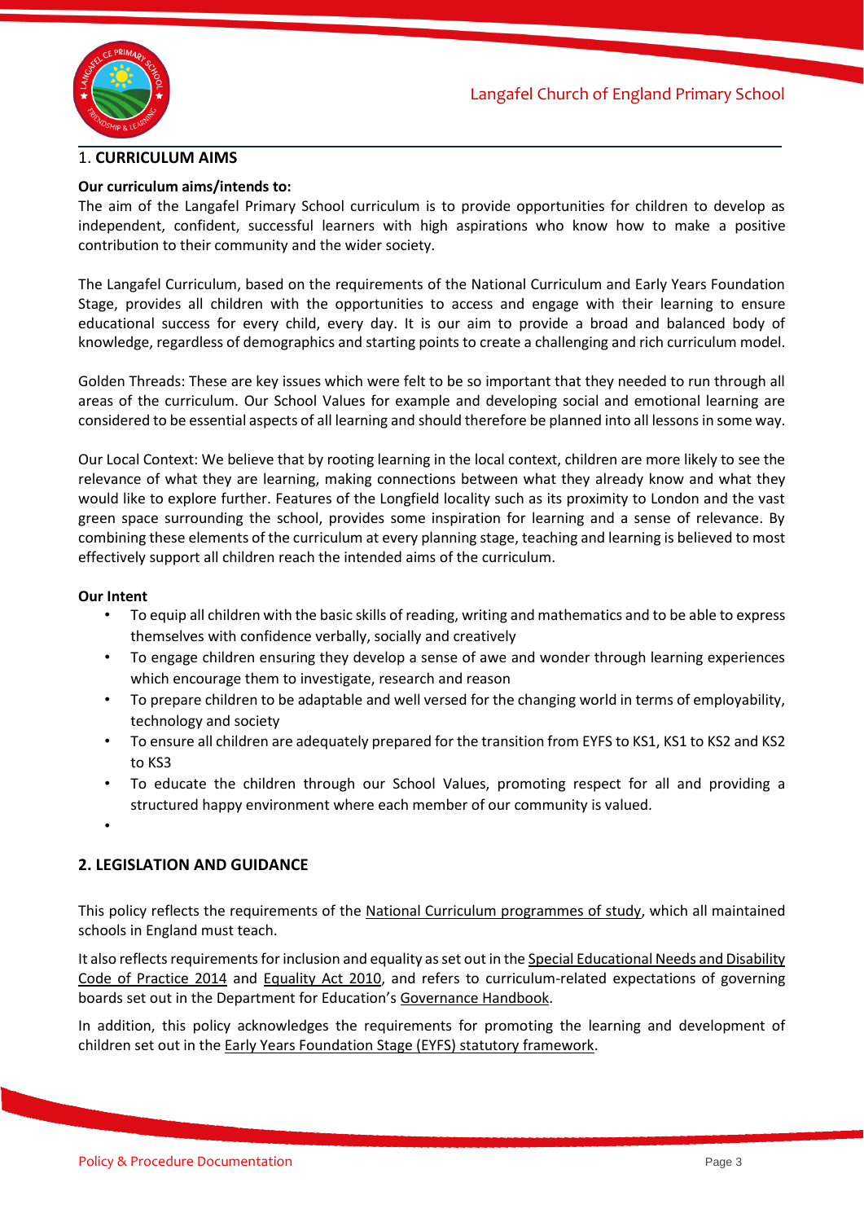## 1. **CURRICULUM AIMS**

**Our curriculum aims/intends to:**

The aim of the Langafel Primary School curriculum is to provide opportunities for children to develop as independent, confident, successful learners with high aspirations who know how to make a positive contribution to their community and the wider society.

The Langafel Curriculum, based on the requirements of the National Curriculum and Early Years Foundation Stage, provides all children with the opportunities to access and engage with their learning to ensure educational success for every child, every day. It is our aim to provide a broad and balanced body of knowledge, regardless of demographics and starting points to create a challenging and rich curriculum model.

Golden Threads: These are key issues which were felt to be so important that they needed to run through all areas of the curriculum. Our School Values for example and developing social and emotional learning are considered to be essential aspects of all learning and should therefore be planned into all lessons in some way.

Our Local Context: We believe that by rooting learning in the local context, children are more likely to see the relevance of what they are learning, making connections between what they already know and what they would like to explore further. Features of the Longfield locality such as its proximity to London and the vast green space surrounding the school, provides some inspiration for learning and a sense of relevance. By combining these elements of the curriculum at every planning stage, teaching and learning is believed to most effectively support all children reach the intended aims of the curriculum.

**Our Intent**

- To equip all children with the basic skills of reading, writing and mathematics and to be able to express themselves with confidence verbally, socially and creatively
- To engage children ensuring they develop a sense of awe and wonder through learning experiences which encourage them to investigate, research and reason
- To prepare children to be adaptable and well versed for the changing world in terms of employability, technology and society
- To ensure all children are adequately prepared for the transition from EYFS to KS1, KS1 to KS2 and KS2 to KS3
- To educate the children through our School Values, promoting respect for all and providing a structured happy environment where each member of our community is valued.

## 2. LEGISLATION AND GUIDANCE

This policy reflects the requirements of the National Curriculum programmes of study, which all maintained schools in England must teach.

It also reflects requirements for inclusion and equality as set out in the Special Educational Needs and Disability Code of Practice 2014 and Equality Act 2010, and refers to curriculum-related expectations of governing boards set out in the Department for Education's Governance Handbook.

In addition, this policy acknowledges the requirements for promoting the learning and development of children set out in the Early Years Foundation Stage (EYFS) statutory framework.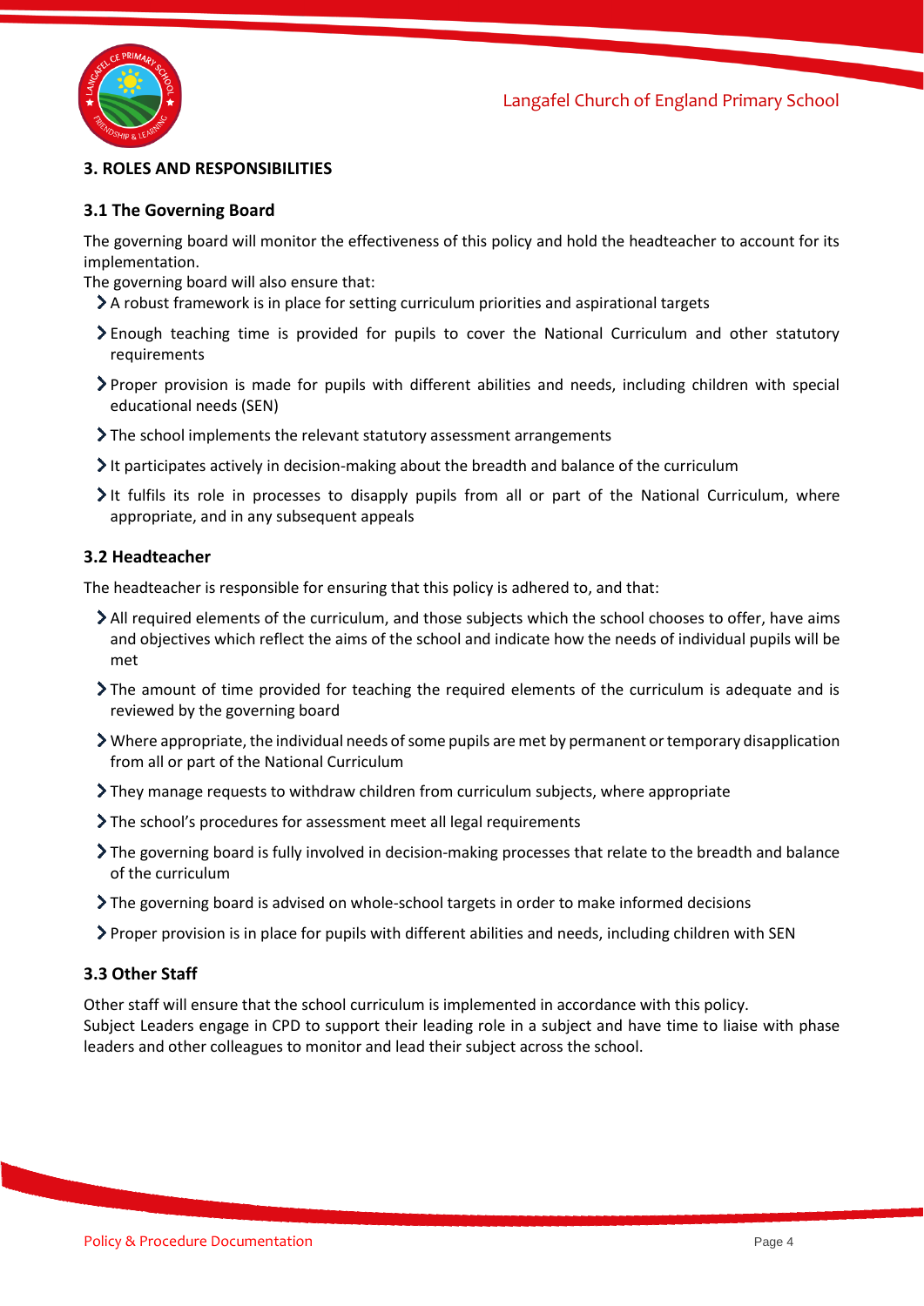## 3. ROLES AND RESPONSIBILITIES

### 3.1 The Governing Board

The governing board will monitor the effectiveness of this policy and hold the headteacher to account for its implementation.

The governing board will also ensure that:

- A robust framework is in place for setting curriculum priorities and aspirational targets
- Enough teaching time is provided for pupils to cover the National Curriculum and other statutory requirements
- Proper provision is made for pupils with different abilities and needs, including children with special educational needs (SEN)
- The school implements the relevant statutory assessment arrangements
- It participates actively in decision-making about the breadth and balance of the curriculum
- It fulfils its role in processes to disapply pupils from all or part of the National Curriculum, where appropriate, and in any subsequent appeals

### 3.2 Headteacher

The headteacher is responsible for ensuring that this policy is adhered to, and that:

- All required elements of the curriculum, and those subjects which the school chooses to offer, have aims and objectives which reflect the aims of the school and indicate how the needs of individual pupils will be met
- The amount of time provided for teaching the required elements of the curriculum is adequate and is reviewed by the governing board
- Where appropriate, the individual needs of some pupils are met by permanent or temporary disapplication from all or part of the National Curriculum
- They manage requests to withdraw children from curriculum subjects, where appropriate
- The school's procedures for assessment meet all legal requirements
- The governing board is fully involved in decision-making processes that relate to the breadth and balance of the curriculum
- The governing board is advised on whole-school targets in order to make informed decisions
- Proper provision is in place for pupils with different abilities and needs, including children with SEN

### 3.3 Other Staff

Other staff will ensure that the school curriculum is implemented in accordance with this policy.

Subject Leaders engage in CPD to support their leading role in a subject and have time to liaise with phase leaders and other colleagues to monitor and lead their subject across the school.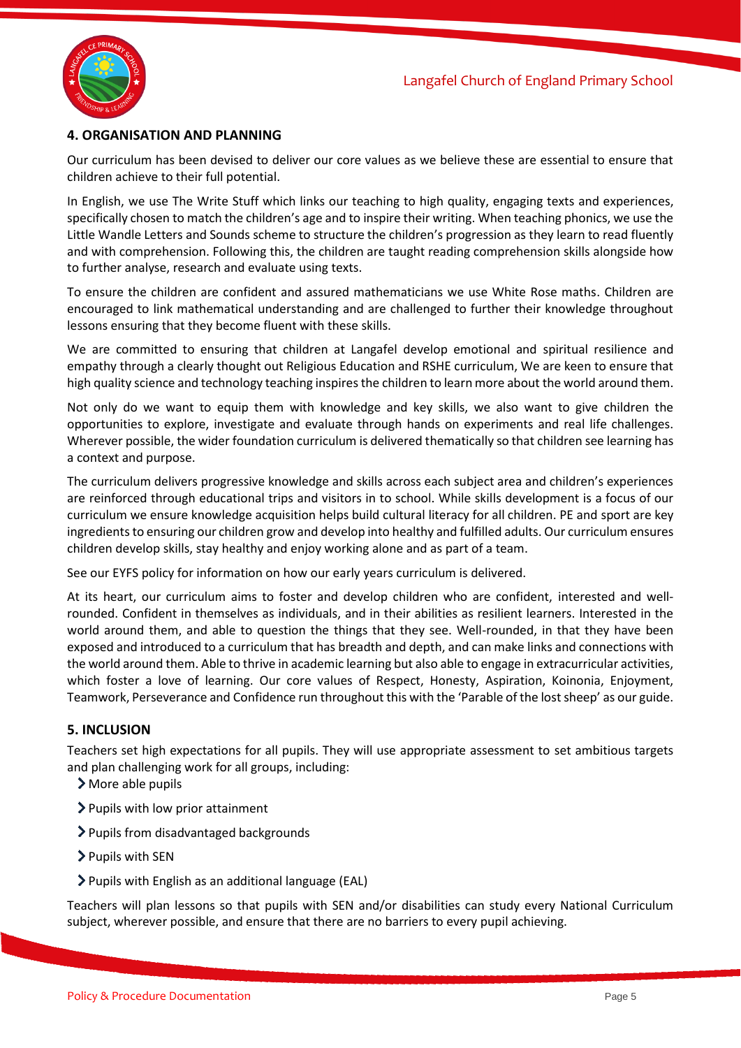## 4. ORGANISATION AND PLANNING

Our curriculum has been devised to deliver our core values as we believe these are essential to ensure that children achieve to their full potential.

In English, we use The Write Stuff which links our teaching to high quality, engaging texts and experiences, specifically chosen to match the children's age and to inspire their writing. When teaching phonics, we use the Little Wandle Letters and Sounds scheme to structure the children's progression as they learn to read fluently and with comprehension. Following this, the children are taught reading comprehension skills alongside how to further analyse, research and evaluate using texts.

To ensure the children are confident and assured mathematicians we use White Rose maths. Children are encouraged to link mathematical understanding and are challenged to further their knowledge throughout lessons ensuring that they become fluent with these skills.

We are committed to ensuring that children at Langafel develop emotional and spiritual resilience and empathy through a clearly thought out Religious Education and RSHE curriculum, We are keen to ensure that high quality science and technology teaching inspires the children to learn more about the world around them.

Not only do we want to equip them with knowledge and key skills, we also want to give children the opportunities to explore, investigate and evaluate through hands on experiments and real life challenges. Wherever possible, the wider foundation curriculum is delivered thematically so that children see learning has a context and purpose.

The curriculum delivers progressive knowledge and skills across each subject area and children's experiences are reinforced through educational trips and visitors in to school. While skills development is a focus of our curriculum we ensure knowledge acquisition helps build cultural literacy for all children. PE and sport are key ingredients to ensuring our children grow and develop into healthy and fulfilled adults. Our curriculum ensures children develop skills, stay healthy and enjoy working alone and as part of a team.

See our EYFS policy for information on how our early years curriculum is delivered.

At its heart, our curriculum aims to foster and develop children who are confident, interested and well-rounded. Confident in themselves as individuals, and in their abilities as resilient learners. Interested in the world around them, and able to question the things that they see. Well-rounded, in that they have been exposed and introduced to a curriculum that has breadth and depth, and can make links and connections with the world around them. Able to thrive in academic learning but also able to engage in extracurricular activities, which foster a love of learning. Our core values of Respect, Honesty, Aspiration, Koinonia, Enjoyment, Teamwork, Perseverance and Confidence run throughout this with the 'Parable of the lost sheep' as our guide.

## 5. INCLUSION

Teachers set high expectations for all pupils. They will use appropriate assessment to set ambitious targets and plan challenging work for all groups, including:

- More able pupils
- Pupils with low prior attainment
- Pupils from disadvantaged backgrounds
- Pupils with SEN
- Pupils with English as an additional language (EAL)

Teachers will plan lessons so that pupils with SEN and/or disabilities can study every National Curriculum subject, wherever possible, and ensure that there are no barriers to every pupil achieving.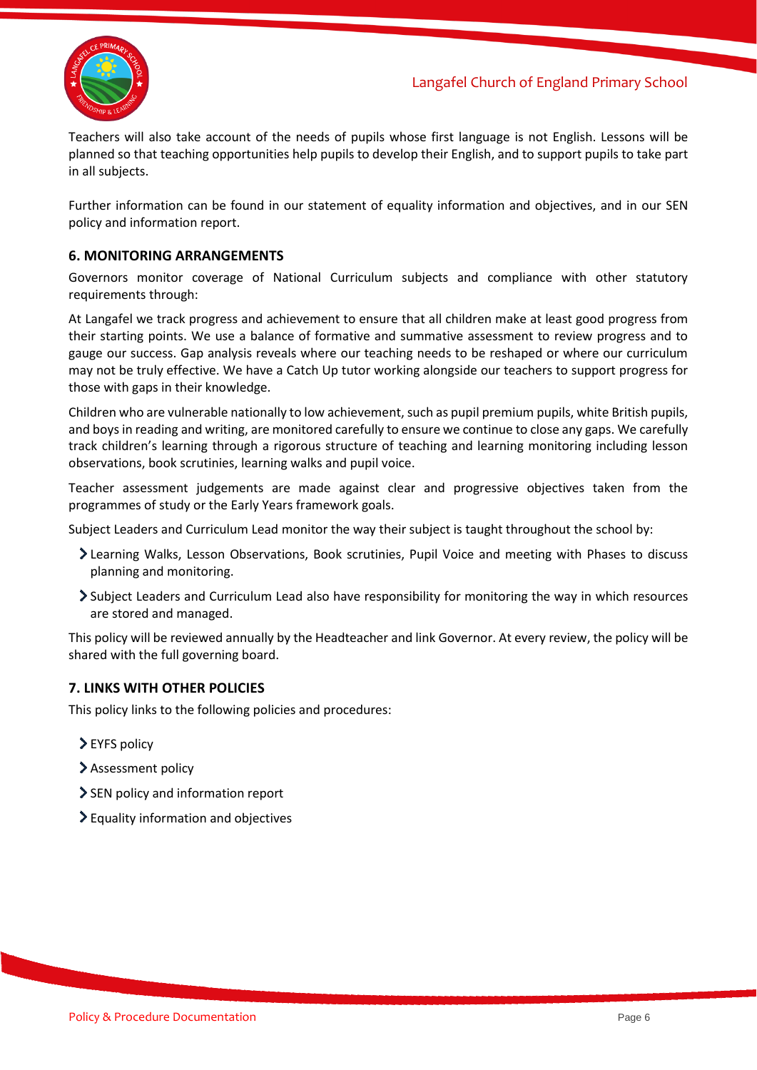Teachers will also take account of the needs of pupils whose first language is not English. Lessons will be planned so that teaching opportunities help pupils to develop their English, and to support pupils to take part in all subjects.

Further information can be found in our statement of equality information and objectives, and in our SEN policy and information report.

## 6. MONITORING ARRANGEMENTS

Governors monitor coverage of National Curriculum subjects and compliance with other statutory requirements through:

At Langafel we track progress and achievement to ensure that all children make at least good progress from their starting points. We use a balance of formative and summative assessment to review progress and to gauge our success. Gap analysis reveals where our teaching needs to be reshaped or where our curriculum may not be truly effective. We have a Catch Up tutor working alongside our teachers to support progress for those with gaps in their knowledge.

Children who are vulnerable nationally to low achievement, such as pupil premium pupils, white British pupils, and boys in reading and writing, are monitored carefully to ensure we continue to close any gaps. We carefully track children's learning through a rigorous structure of teaching and learning monitoring including lesson observations, book scrutinies, learning walks and pupil voice.

Teacher assessment judgements are made against clear and progressive objectives taken from the programmes of study or the Early Years framework goals.

Subject Leaders and Curriculum Lead monitor the way their subject is taught throughout the school by:

- Learning Walks, Lesson Observations, Book scrutinies, Pupil Voice and meeting with Phases to discuss planning and monitoring.
- Subject Leaders and Curriculum Lead also have responsibility for monitoring the way in which resources are stored and managed.

This policy will be reviewed annually by the Headteacher and link Governor. At every review, the policy will be shared with the full governing board.

## 7. LINKS WITH OTHER POLICIES

This policy links to the following policies and procedures:

- EYFS policy
- Assessment policy
- SEN policy and information report
- Equality information and objectives